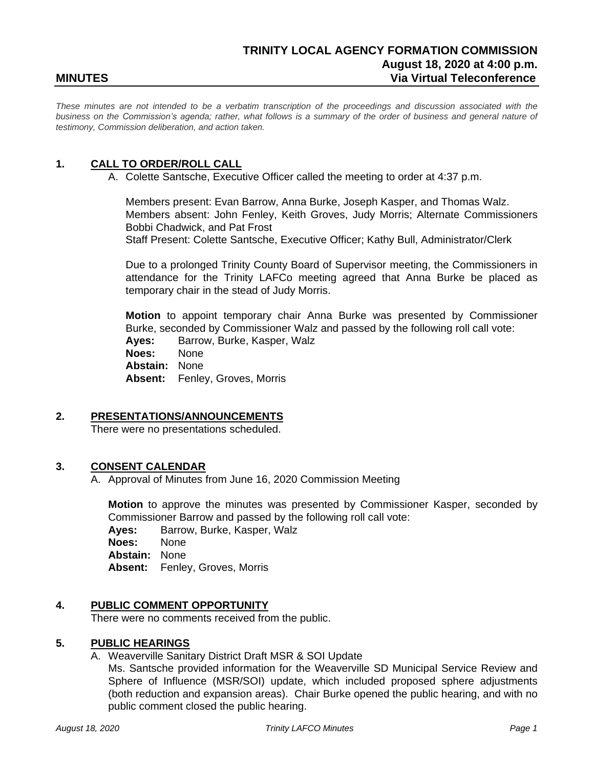# TRINITY LOCAL AGENCY FORMATION COMMISSION

**August 18, 2020 at 4:00 p.m.**

## MINUTES

**Via Virtual Teleconference**

*These minutes are not intended to be a verbatim transcription of the proceedings and discussion associated with the business on the Commission's agenda; rather, what follows is a summary of the order of business and general nature of testimony, Commission deliberation, and action taken.*

### 1. CALL TO ORDER/ROLL CALL

A. Colette Santsche, Executive Officer called the meeting to order at 4:37 p.m.

Members present: Evan Barrow, Anna Burke, Joseph Kasper, and Thomas Walz.
Members absent: John Fenley, Keith Groves, Judy Morris; Alternate Commissioners Bobbi Chadwick, and Pat Frost
Staff Present: Colette Santsche, Executive Officer; Kathy Bull, Administrator/Clerk

Due to a prolonged Trinity County Board of Supervisor meeting, the Commissioners in attendance for the Trinity LAFCo meeting agreed that Anna Burke be placed as temporary chair in the stead of Judy Morris.

**Motion** to appoint temporary chair Anna Burke was presented by Commissioner Burke, seconded by Commissioner Walz and passed by the following roll call vote:
**Ayes:** Barrow, Burke, Kasper, Walz
**Noes:** None
**Abstain:** None
**Absent:** Fenley, Groves, Morris

### 2. PRESENTATIONS/ANNOUNCEMENTS

There were no presentations scheduled.

### 3. CONSENT CALENDAR

A. Approval of Minutes from June 16, 2020 Commission Meeting

**Motion** to approve the minutes was presented by Commissioner Kasper, seconded by Commissioner Barrow and passed by the following roll call vote:
**Ayes:** Barrow, Burke, Kasper, Walz
**Noes:** None
**Abstain:** None
**Absent:** Fenley, Groves, Morris

### 4. PUBLIC COMMENT OPPORTUNITY

There were no comments received from the public.

### 5. PUBLIC HEARINGS

A. Weaverville Sanitary District Draft MSR & SOI Update
Ms. Santsche provided information for the Weaverville SD Municipal Service Review and Sphere of Influence (MSR/SOI) update, which included proposed sphere adjustments (both reduction and expansion areas). Chair Burke opened the public hearing, and with no public comment closed the public hearing.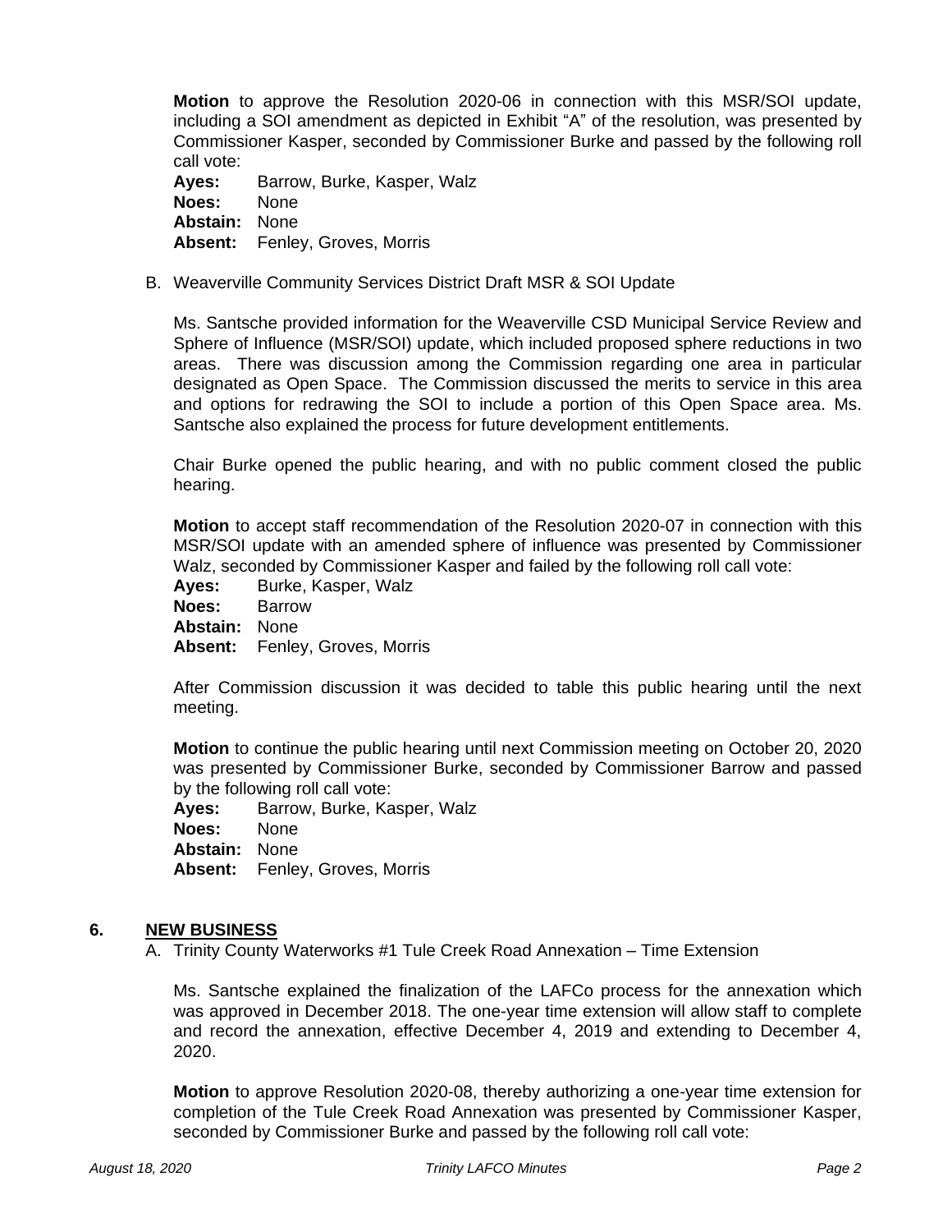**Motion** to approve the Resolution 2020-06 in connection with this MSR/SOI update, including a SOI amendment as depicted in Exhibit "A" of the resolution, was presented by Commissioner Kasper, seconded by Commissioner Burke and passed by the following roll call vote:

**Ayes:** Barrow, Burke, Kasper, Walz
**Noes:** None
**Abstain:** None
**Absent:** Fenley, Groves, Morris

B. Weaverville Community Services District Draft MSR & SOI Update

Ms. Santsche provided information for the Weaverville CSD Municipal Service Review and Sphere of Influence (MSR/SOI) update, which included proposed sphere reductions in two areas. There was discussion among the Commission regarding one area in particular designated as Open Space. The Commission discussed the merits to service in this area and options for redrawing the SOI to include a portion of this Open Space area. Ms. Santsche also explained the process for future development entitlements.

Chair Burke opened the public hearing, and with no public comment closed the public hearing.

**Motion** to accept staff recommendation of the Resolution 2020-07 in connection with this MSR/SOI update with an amended sphere of influence was presented by Commissioner Walz, seconded by Commissioner Kasper and failed by the following roll call vote:

**Ayes:** Burke, Kasper, Walz
**Noes:** Barrow
**Abstain:** None
**Absent:** Fenley, Groves, Morris

After Commission discussion it was decided to table this public hearing until the next meeting.

**Motion** to continue the public hearing until next Commission meeting on October 20, 2020 was presented by Commissioner Burke, seconded by Commissioner Barrow and passed by the following roll call vote:

**Ayes:** Barrow, Burke, Kasper, Walz
**Noes:** None
**Abstain:** None
**Absent:** Fenley, Groves, Morris

## 6. NEW BUSINESS

A. Trinity County Waterworks #1 Tule Creek Road Annexation – Time Extension

Ms. Santsche explained the finalization of the LAFCo process for the annexation which was approved in December 2018. The one-year time extension will allow staff to complete and record the annexation, effective December 4, 2019 and extending to December 4, 2020.

**Motion** to approve Resolution 2020-08, thereby authorizing a one-year time extension for completion of the Tule Creek Road Annexation was presented by Commissioner Kasper, seconded by Commissioner Burke and passed by the following roll call vote: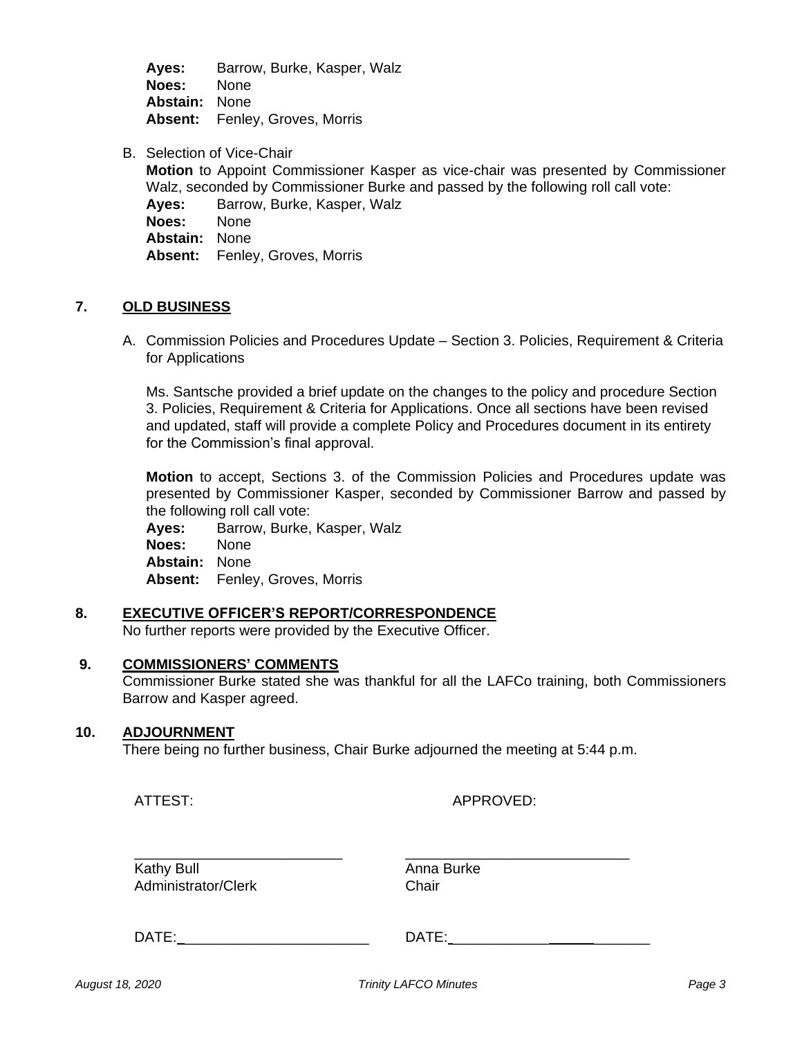**Ayes:** Barrow, Burke, Kasper, Walz
**Noes:** None
**Abstain:** None
**Absent:** Fenley, Groves, Morris

B. Selection of Vice-Chair

**Motion** to Appoint Commissioner Kasper as vice-chair was presented by Commissioner Walz, seconded by Commissioner Burke and passed by the following roll call vote:

**Ayes:** Barrow, Burke, Kasper, Walz
**Noes:** None
**Abstain:** None
**Absent:** Fenley, Groves, Morris

## 7. OLD BUSINESS

A. Commission Policies and Procedures Update – Section 3. Policies, Requirement & Criteria for Applications

Ms. Santsche provided a brief update on the changes to the policy and procedure Section 3. Policies, Requirement & Criteria for Applications. Once all sections have been revised and updated, staff will provide a complete Policy and Procedures document in its entirety for the Commission's final approval.

**Motion** to accept, Sections 3. of the Commission Policies and Procedures update was presented by Commissioner Kasper, seconded by Commissioner Barrow and passed by the following roll call vote:

**Ayes:** Barrow, Burke, Kasper, Walz
**Noes:** None
**Abstain:** None
**Absent:** Fenley, Groves, Morris

## 8. EXECUTIVE OFFICER'S REPORT/CORRESPONDENCE

No further reports were provided by the Executive Officer.

## 9. COMMISSIONERS' COMMENTS

Commissioner Burke stated she was thankful for all the LAFCo training, both Commissioners Barrow and Kasper agreed.

## 10. ADJOURNMENT

There being no further business, Chair Burke adjourned the meeting at 5:44 p.m.

ATTEST: APPROVED:

___________________________ ___________________________

Kathy Bull
Administrator/Clerk

Anna Burke
Chair

DATE:________________________ DATE:________________________